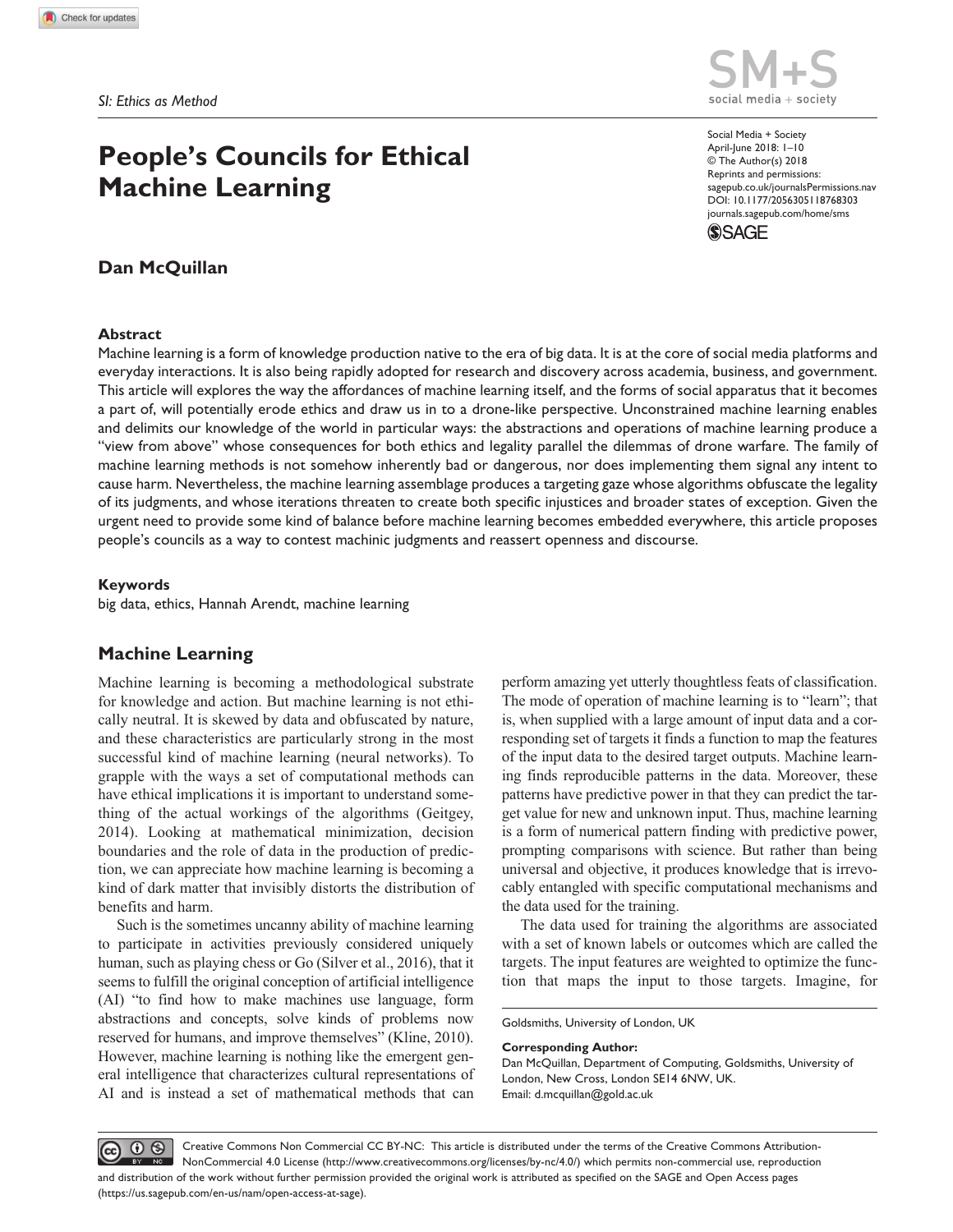*SI: Ethics as Method*

# People's Councils for Ethical Machine Learning

**Dan McQuillan**

Social Media + Society
April-June 2018: 1–10
© The Author(s) 2018
Reprints and permissions: sagepub.co.uk/journalsPermissions.nav
DOI: 10.1177/2056305118768303
journals.sagepub.com/home/sms

### Abstract

Machine learning is a form of knowledge production native to the era of big data. It is at the core of social media platforms and everyday interactions. It is also being rapidly adopted for research and discovery across academia, business, and government. This article will explores the way the affordances of machine learning itself, and the forms of social apparatus that it becomes a part of, will potentially erode ethics and draw us in to a drone-like perspective. Unconstrained machine learning enables and delimits our knowledge of the world in particular ways: the abstractions and operations of machine learning produce a "view from above" whose consequences for both ethics and legality parallel the dilemmas of drone warfare. The family of machine learning methods is not somehow inherently bad or dangerous, nor does implementing them signal any intent to cause harm. Nevertheless, the machine learning assemblage produces a targeting gaze whose algorithms obfuscate the legality of its judgments, and whose iterations threaten to create both specific injustices and broader states of exception. Given the urgent need to provide some kind of balance before machine learning becomes embedded everywhere, this article proposes people's councils as a way to contest machinic judgments and reassert openness and discourse.

### Keywords

big data, ethics, Hannah Arendt, machine learning

## Machine Learning

Machine learning is becoming a methodological substrate for knowledge and action. But machine learning is not ethically neutral. It is skewed by data and obfuscated by nature, and these characteristics are particularly strong in the most successful kind of machine learning (neural networks). To grapple with the ways a set of computational methods can have ethical implications it is important to understand something of the actual workings of the algorithms (Geitgey, 2014). Looking at mathematical minimization, decision boundaries and the role of data in the production of prediction, we can appreciate how machine learning is becoming a kind of dark matter that invisibly distorts the distribution of benefits and harm.

Such is the sometimes uncanny ability of machine learning to participate in activities previously considered uniquely human, such as playing chess or Go (Silver et al., 2016), that it seems to fulfill the original conception of artificial intelligence (AI) "to find how to make machines use language, form abstractions and concepts, solve kinds of problems now reserved for humans, and improve themselves" (Kline, 2010). However, machine learning is nothing like the emergent general intelligence that characterizes cultural representations of AI and is instead a set of mathematical methods that can perform amazing yet utterly thoughtless feats of classification. The mode of operation of machine learning is to "learn"; that is, when supplied with a large amount of input data and a corresponding set of targets it finds a function to map the features of the input data to the desired target outputs. Machine learning finds reproducible patterns in the data. Moreover, these patterns have predictive power in that they can predict the target value for new and unknown input. Thus, machine learning is a form of numerical pattern finding with predictive power, prompting comparisons with science. But rather than being universal and objective, it produces knowledge that is irrevocably entangled with specific computational mechanisms and the data used for the training.

The data used for training the algorithms are associated with a set of known labels or outcomes which are called the targets. The input features are weighted to optimize the function that maps the input to those targets. Imagine, for

Goldsmiths, University of London, UK

**Corresponding Author:**
Dan McQuillan, Department of Computing, Goldsmiths, University of London, New Cross, London SE14 6NW, UK.
Email: d.mcquillan@gold.ac.uk

Creative Commons Non Commercial CC BY-NC: This article is distributed under the terms of the Creative Commons Attribution-NonCommercial 4.0 License (http://www.creativecommons.org/licenses/by-nc/4.0/) which permits non-commercial use, reproduction and distribution of the work without further permission provided the original work is attributed as specified on the SAGE and Open Access pages (https://us.sagepub.com/en-us/nam/open-access-at-sage).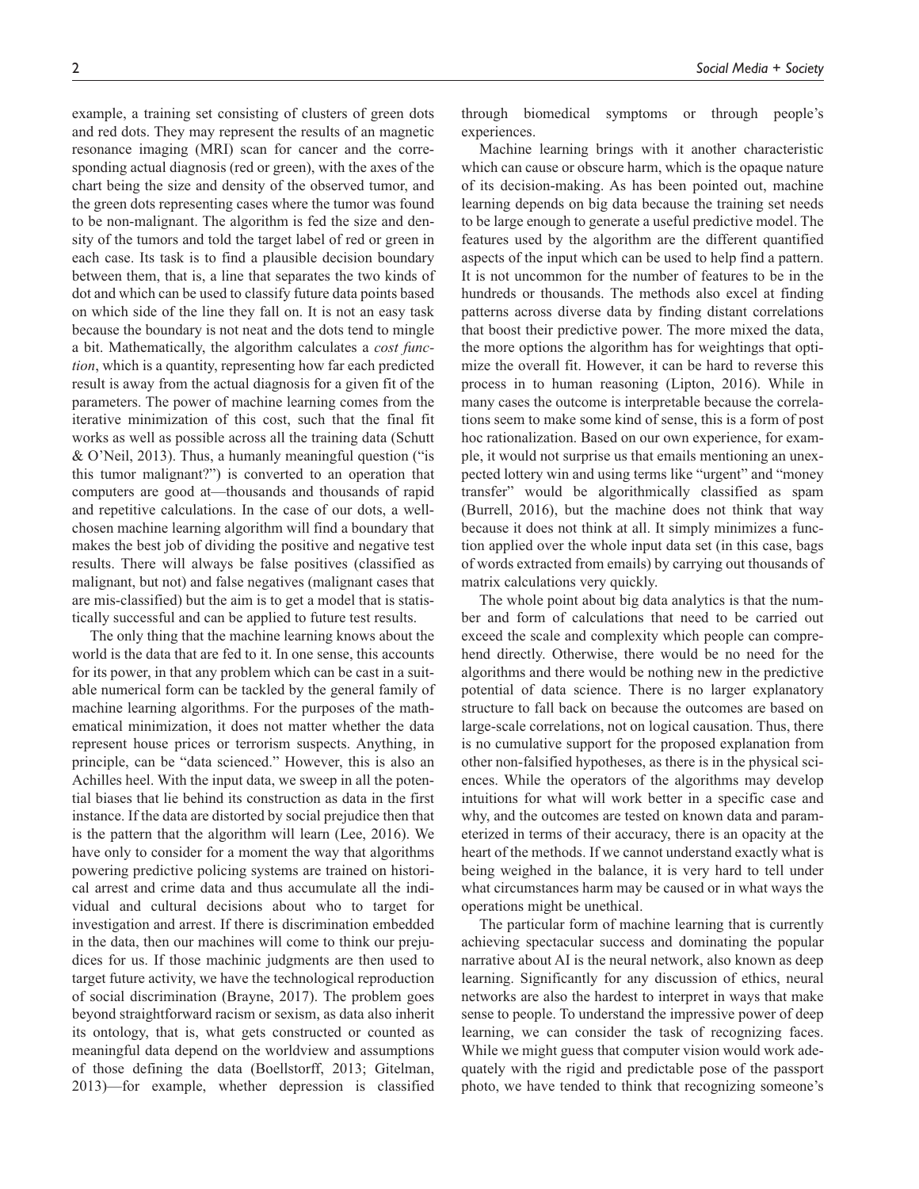example, a training set consisting of clusters of green dots and red dots. They may represent the results of an magnetic resonance imaging (MRI) scan for cancer and the corresponding actual diagnosis (red or green), with the axes of the chart being the size and density of the observed tumor, and the green dots representing cases where the tumor was found to be non-malignant. The algorithm is fed the size and density of the tumors and told the target label of red or green in each case. Its task is to find a plausible decision boundary between them, that is, a line that separates the two kinds of dot and which can be used to classify future data points based on which side of the line they fall on. It is not an easy task because the boundary is not neat and the dots tend to mingle a bit. Mathematically, the algorithm calculates a *cost function*, which is a quantity, representing how far each predicted result is away from the actual diagnosis for a given fit of the parameters. The power of machine learning comes from the iterative minimization of this cost, such that the final fit works as well as possible across all the training data (Schutt & O'Neil, 2013). Thus, a humanly meaningful question ("is this tumor malignant?") is converted to an operation that computers are good at—thousands and thousands of rapid and repetitive calculations. In the case of our dots, a well-chosen machine learning algorithm will find a boundary that makes the best job of dividing the positive and negative test results. There will always be false positives (classified as malignant, but not) and false negatives (malignant cases that are mis-classified) but the aim is to get a model that is statistically successful and can be applied to future test results.

The only thing that the machine learning knows about the world is the data that are fed to it. In one sense, this accounts for its power, in that any problem which can be cast in a suitable numerical form can be tackled by the general family of machine learning algorithms. For the purposes of the mathematical minimization, it does not matter whether the data represent house prices or terrorism suspects. Anything, in principle, can be "data scienced." However, this is also an Achilles heel. With the input data, we sweep in all the potential biases that lie behind its construction as data in the first instance. If the data are distorted by social prejudice then that is the pattern that the algorithm will learn (Lee, 2016). We have only to consider for a moment the way that algorithms powering predictive policing systems are trained on historical arrest and crime data and thus accumulate all the individual and cultural decisions about who to target for investigation and arrest. If there is discrimination embedded in the data, then our machines will come to think our prejudices for us. If those machinic judgments are then used to target future activity, we have the technological reproduction of social discrimination (Brayne, 2017). The problem goes beyond straightforward racism or sexism, as data also inherit its ontology, that is, what gets constructed or counted as meaningful data depend on the worldview and assumptions of those defining the data (Boellstorff, 2013; Gitelman, 2013)—for example, whether depression is classified through biomedical symptoms or through people's experiences.

Machine learning brings with it another characteristic which can cause or obscure harm, which is the opaque nature of its decision-making. As has been pointed out, machine learning depends on big data because the training set needs to be large enough to generate a useful predictive model. The features used by the algorithm are the different quantified aspects of the input which can be used to help find a pattern. It is not uncommon for the number of features to be in the hundreds or thousands. The methods also excel at finding patterns across diverse data by finding distant correlations that boost their predictive power. The more mixed the data, the more options the algorithm has for weightings that optimize the overall fit. However, it can be hard to reverse this process in to human reasoning (Lipton, 2016). While in many cases the outcome is interpretable because the correlations seem to make some kind of sense, this is a form of post hoc rationalization. Based on our own experience, for example, it would not surprise us that emails mentioning an unexpected lottery win and using terms like "urgent" and "money transfer" would be algorithmically classified as spam (Burrell, 2016), but the machine does not think that way because it does not think at all. It simply minimizes a function applied over the whole input data set (in this case, bags of words extracted from emails) by carrying out thousands of matrix calculations very quickly.

The whole point about big data analytics is that the number and form of calculations that need to be carried out exceed the scale and complexity which people can comprehend directly. Otherwise, there would be no need for the algorithms and there would be nothing new in the predictive potential of data science. There is no larger explanatory structure to fall back on because the outcomes are based on large-scale correlations, not on logical causation. Thus, there is no cumulative support for the proposed explanation from other non-falsified hypotheses, as there is in the physical sciences. While the operators of the algorithms may develop intuitions for what will work better in a specific case and why, and the outcomes are tested on known data and parameterized in terms of their accuracy, there is an opacity at the heart of the methods. If we cannot understand exactly what is being weighed in the balance, it is very hard to tell under what circumstances harm may be caused or in what ways the operations might be unethical.

The particular form of machine learning that is currently achieving spectacular success and dominating the popular narrative about AI is the neural network, also known as deep learning. Significantly for any discussion of ethics, neural networks are also the hardest to interpret in ways that make sense to people. To understand the impressive power of deep learning, we can consider the task of recognizing faces. While we might guess that computer vision would work adequately with the rigid and predictable pose of the passport photo, we have tended to think that recognizing someone's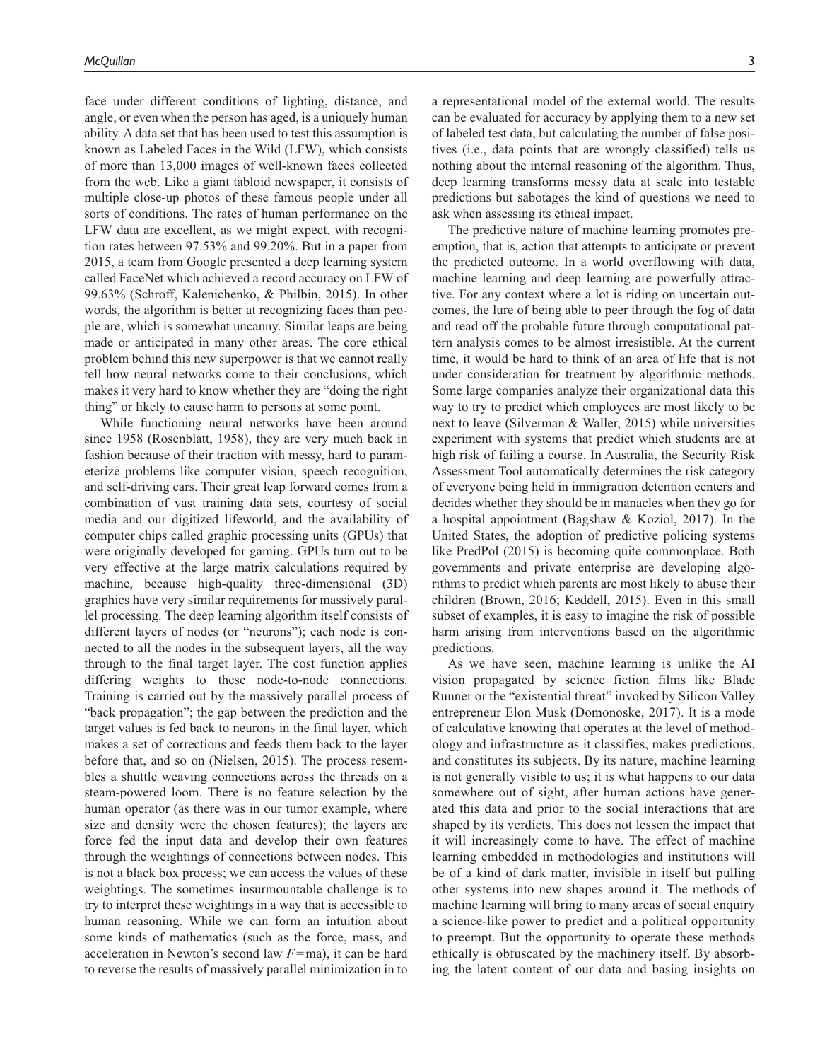face under different conditions of lighting, distance, and angle, or even when the person has aged, is a uniquely human ability. A data set that has been used to test this assumption is known as Labeled Faces in the Wild (LFW), which consists of more than 13,000 images of well-known faces collected from the web. Like a giant tabloid newspaper, it consists of multiple close-up photos of these famous people under all sorts of conditions. The rates of human performance on the LFW data are excellent, as we might expect, with recognition rates between 97.53% and 99.20%. But in a paper from 2015, a team from Google presented a deep learning system called FaceNet which achieved a record accuracy on LFW of 99.63% (Schroff, Kalenichenko, & Philbin, 2015). In other words, the algorithm is better at recognizing faces than people are, which is somewhat uncanny. Similar leaps are being made or anticipated in many other areas. The core ethical problem behind this new superpower is that we cannot really tell how neural networks come to their conclusions, which makes it very hard to know whether they are "doing the right thing" or likely to cause harm to persons at some point.

While functioning neural networks have been around since 1958 (Rosenblatt, 1958), they are very much back in fashion because of their traction with messy, hard to parameterize problems like computer vision, speech recognition, and self-driving cars. Their great leap forward comes from a combination of vast training data sets, courtesy of social media and our digitized lifeworld, and the availability of computer chips called graphic processing units (GPUs) that were originally developed for gaming. GPUs turn out to be very effective at the large matrix calculations required by machine, because high-quality three-dimensional (3D) graphics have very similar requirements for massively parallel processing. The deep learning algorithm itself consists of different layers of nodes (or "neurons"); each node is connected to all the nodes in the subsequent layers, all the way through to the final target layer. The cost function applies differing weights to these node-to-node connections. Training is carried out by the massively parallel process of "back propagation"; the gap between the prediction and the target values is fed back to neurons in the final layer, which makes a set of corrections and feeds them back to the layer before that, and so on (Nielsen, 2015). The process resembles a shuttle weaving connections across the threads on a steam-powered loom. There is no feature selection by the human operator (as there was in our tumor example, where size and density were the chosen features); the layers are force fed the input data and develop their own features through the weightings of connections between nodes. This is not a black box process; we can access the values of these weightings. The sometimes insurmountable challenge is to try to interpret these weightings in a way that is accessible to human reasoning. While we can form an intuition about some kinds of mathematics (such as the force, mass, and acceleration in Newton's second law $F = ma$), it can be hard to reverse the results of massively parallel minimization in to a representational model of the external world. The results can be evaluated for accuracy by applying them to a new set of labeled test data, but calculating the number of false positives (i.e., data points that are wrongly classified) tells us nothing about the internal reasoning of the algorithm. Thus, deep learning transforms messy data at scale into testable predictions but sabotages the kind of questions we need to ask when assessing its ethical impact.

The predictive nature of machine learning promotes preemption, that is, action that attempts to anticipate or prevent the predicted outcome. In a world overflowing with data, machine learning and deep learning are powerfully attractive. For any context where a lot is riding on uncertain outcomes, the lure of being able to peer through the fog of data and read off the probable future through computational pattern analysis comes to be almost irresistible. At the current time, it would be hard to think of an area of life that is not under consideration for treatment by algorithmic methods. Some large companies analyze their organizational data this way to try to predict which employees are most likely to be next to leave (Silverman & Waller, 2015) while universities experiment with systems that predict which students are at high risk of failing a course. In Australia, the Security Risk Assessment Tool automatically determines the risk category of everyone being held in immigration detention centers and decides whether they should be in manacles when they go for a hospital appointment (Bagshaw & Koziol, 2017). In the United States, the adoption of predictive policing systems like PredPol (2015) is becoming quite commonplace. Both governments and private enterprise are developing algorithms to predict which parents are most likely to abuse their children (Brown, 2016; Keddell, 2015). Even in this small subset of examples, it is easy to imagine the risk of possible harm arising from interventions based on the algorithmic predictions.

As we have seen, machine learning is unlike the AI vision propagated by science fiction films like Blade Runner or the "existential threat" invoked by Silicon Valley entrepreneur Elon Musk (Domonoske, 2017). It is a mode of calculative knowing that operates at the level of methodology and infrastructure as it classifies, makes predictions, and constitutes its subjects. By its nature, machine learning is not generally visible to us; it is what happens to our data somewhere out of sight, after human actions have generated this data and prior to the social interactions that are shaped by its verdicts. This does not lessen the impact that it will increasingly come to have. The effect of machine learning embedded in methodologies and institutions will be of a kind of dark matter, invisible in itself but pulling other systems into new shapes around it. The methods of machine learning will bring to many areas of social enquiry a science-like power to predict and a political opportunity to preempt. But the opportunity to operate these methods ethically is obfuscated by the machinery itself. By absorbing the latent content of our data and basing insights on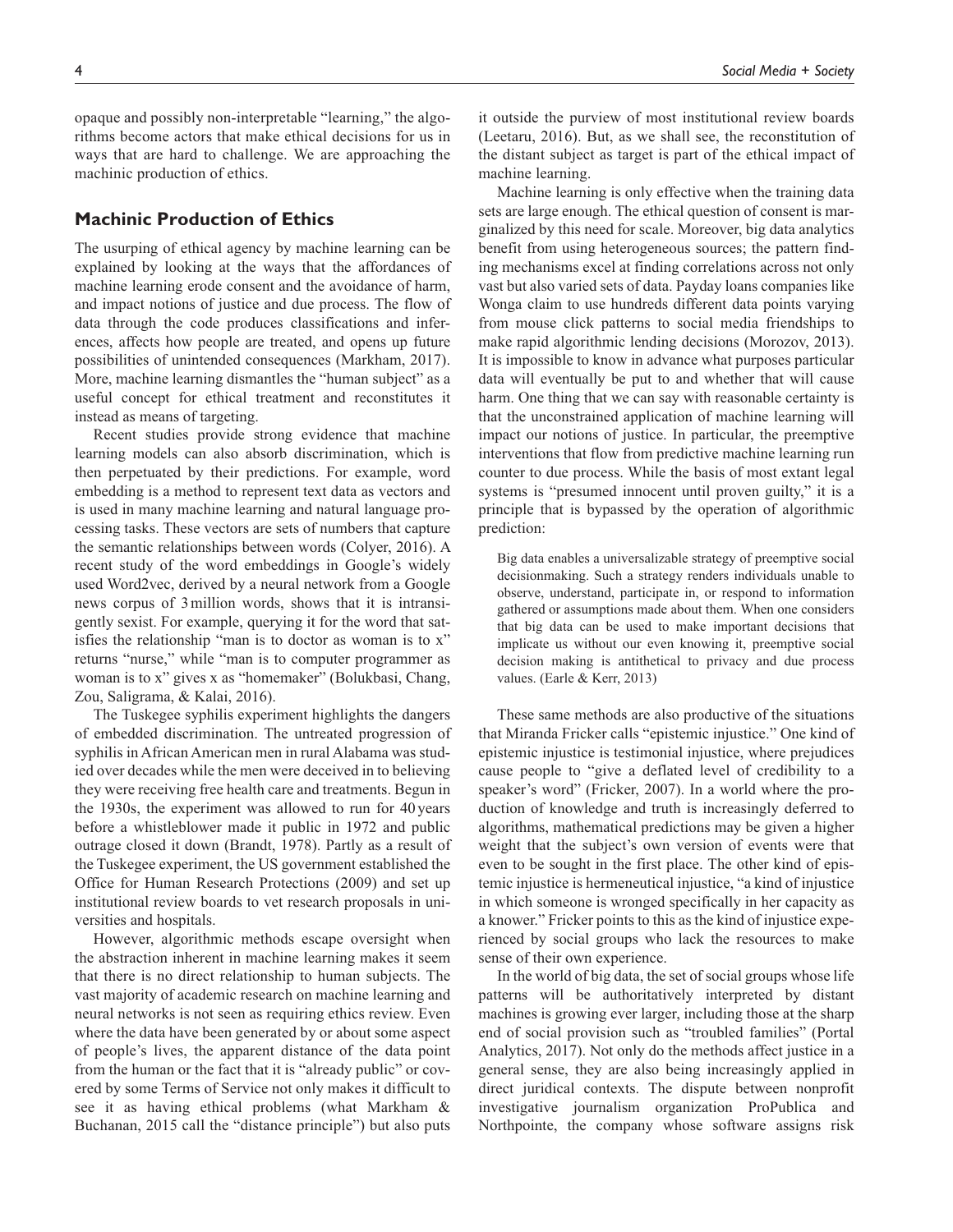opaque and possibly non-interpretable "learning," the algorithms become actors that make ethical decisions for us in ways that are hard to challenge. We are approaching the machinic production of ethics.

## Machinic Production of Ethics

The usurping of ethical agency by machine learning can be explained by looking at the ways that the affordances of machine learning erode consent and the avoidance of harm, and impact notions of justice and due process. The flow of data through the code produces classifications and inferences, affects how people are treated, and opens up future possibilities of unintended consequences (Markham, 2017). More, machine learning dismantles the "human subject" as a useful concept for ethical treatment and reconstitutes it instead as means of targeting.

Recent studies provide strong evidence that machine learning models can also absorb discrimination, which is then perpetuated by their predictions. For example, word embedding is a method to represent text data as vectors and is used in many machine learning and natural language processing tasks. These vectors are sets of numbers that capture the semantic relationships between words (Colyer, 2016). A recent study of the word embeddings in Google's widely used Word2vec, derived by a neural network from a Google news corpus of 3 million words, shows that it is intransigently sexist. For example, querying it for the word that satisfies the relationship "man is to doctor as woman is to x" returns "nurse," while "man is to computer programmer as woman is to x" gives x as "homemaker" (Bolukbasi, Chang, Zou, Saligrama, & Kalai, 2016).

The Tuskegee syphilis experiment highlights the dangers of embedded discrimination. The untreated progression of syphilis in African American men in rural Alabama was studied over decades while the men were deceived in to believing they were receiving free health care and treatments. Begun in the 1930s, the experiment was allowed to run for 40 years before a whistleblower made it public in 1972 and public outrage closed it down (Brandt, 1978). Partly as a result of the Tuskegee experiment, the US government established the Office for Human Research Protections (2009) and set up institutional review boards to vet research proposals in universities and hospitals.

However, algorithmic methods escape oversight when the abstraction inherent in machine learning makes it seem that there is no direct relationship to human subjects. The vast majority of academic research on machine learning and neural networks is not seen as requiring ethics review. Even where the data have been generated by or about some aspect of people's lives, the apparent distance of the data point from the human or the fact that it is "already public" or covered by some Terms of Service not only makes it difficult to see it as having ethical problems (what Markham & Buchanan, 2015 call the "distance principle") but also puts it outside the purview of most institutional review boards (Leetaru, 2016). But, as we shall see, the reconstitution of the distant subject as target is part of the ethical impact of machine learning.

Machine learning is only effective when the training data sets are large enough. The ethical question of consent is marginalized by this need for scale. Moreover, big data analytics benefit from using heterogeneous sources; the pattern finding mechanisms excel at finding correlations across not only vast but also varied sets of data. Payday loans companies like Wonga claim to use hundreds different data points varying from mouse click patterns to social media friendships to make rapid algorithmic lending decisions (Morozov, 2013). It is impossible to know in advance what purposes particular data will eventually be put to and whether that will cause harm. One thing that we can say with reasonable certainty is that the unconstrained application of machine learning will impact our notions of justice. In particular, the preemptive interventions that flow from predictive machine learning run counter to due process. While the basis of most extant legal systems is "presumed innocent until proven guilty," it is a principle that is bypassed by the operation of algorithmic prediction:

> Big data enables a universalizable strategy of preemptive social decisionmaking. Such a strategy renders individuals unable to observe, understand, participate in, or respond to information gathered or assumptions made about them. When one considers that big data can be used to make important decisions that implicate us without our even knowing it, preemptive social decision making is antithetical to privacy and due process values. (Earle & Kerr, 2013)

These same methods are also productive of the situations that Miranda Fricker calls "epistemic injustice." One kind of epistemic injustice is testimonial injustice, where prejudices cause people to "give a deflated level of credibility to a speaker's word" (Fricker, 2007). In a world where the production of knowledge and truth is increasingly deferred to algorithms, mathematical predictions may be given a higher weight that the subject's own version of events were that even to be sought in the first place. The other kind of epistemic injustice is hermeneutical injustice, "a kind of injustice in which someone is wronged specifically in her capacity as a knower." Fricker points to this as the kind of injustice experienced by social groups who lack the resources to make sense of their own experience.

In the world of big data, the set of social groups whose life patterns will be authoritatively interpreted by distant machines is growing ever larger, including those at the sharp end of social provision such as "troubled families" (Portal Analytics, 2017). Not only do the methods affect justice in a general sense, they are also being increasingly applied in direct juridical contexts. The dispute between nonprofit investigative journalism organization ProPublica and Northpointe, the company whose software assigns risk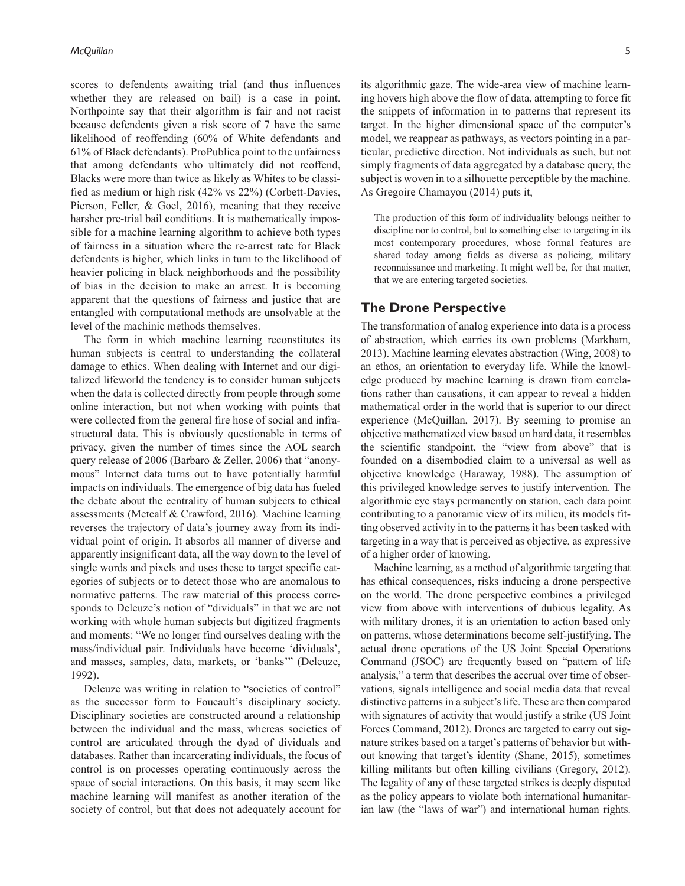scores to defendents awaiting trial (and thus influences whether they are released on bail) is a case in point. Northpointe say that their algorithm is fair and not racist because defendents given a risk score of 7 have the same likelihood of reoffending (60% of White defendants and 61% of Black defendants). ProPublica point to the unfairness that among defendants who ultimately did not reoffend, Blacks were more than twice as likely as Whites to be classified as medium or high risk (42% vs 22%) (Corbett-Davies, Pierson, Feller, & Goel, 2016), meaning that they receive harsher pre-trial bail conditions. It is mathematically impossible for a machine learning algorithm to achieve both types of fairness in a situation where the re-arrest rate for Black defendents is higher, which links in turn to the likelihood of heavier policing in black neighborhoods and the possibility of bias in the decision to make an arrest. It is becoming apparent that the questions of fairness and justice that are entangled with computational methods are unsolvable at the level of the machinic methods themselves.

The form in which machine learning reconstitutes its human subjects is central to understanding the collateral damage to ethics. When dealing with Internet and our digitalized lifeworld the tendency is to consider human subjects when the data is collected directly from people through some online interaction, but not when working with points that were collected from the general fire hose of social and infrastructural data. This is obviously questionable in terms of privacy, given the number of times since the AOL search query release of 2006 (Barbaro & Zeller, 2006) that "anonymous" Internet data turns out to have potentially harmful impacts on individuals. The emergence of big data has fueled the debate about the centrality of human subjects to ethical assessments (Metcalf & Crawford, 2016). Machine learning reverses the trajectory of data's journey away from its individual point of origin. It absorbs all manner of diverse and apparently insignificant data, all the way down to the level of single words and pixels and uses these to target specific categories of subjects or to detect those who are anomalous to normative patterns. The raw material of this process corresponds to Deleuze's notion of "dividuals" in that we are not working with whole human subjects but digitized fragments and moments: "We no longer find ourselves dealing with the mass/individual pair. Individuals have become 'dividuals', and masses, samples, data, markets, or 'banks'" (Deleuze, 1992).

Deleuze was writing in relation to "societies of control" as the successor form to Foucault's disciplinary society. Disciplinary societies are constructed around a relationship between the individual and the mass, whereas societies of control are articulated through the dyad of dividuals and databases. Rather than incarcerating individuals, the focus of control is on processes operating continuously across the space of social interactions. On this basis, it may seem like machine learning will manifest as another iteration of the society of control, but that does not adequately account for its algorithmic gaze. The wide-area view of machine learning hovers high above the flow of data, attempting to force fit the snippets of information in to patterns that represent its target. In the higher dimensional space of the computer's model, we reappear as pathways, as vectors pointing in a particular, predictive direction. Not individuals as such, but not simply fragments of data aggregated by a database query, the subject is woven in to a silhouette perceptible by the machine. As Gregoire Chamayou (2014) puts it,

> The production of this form of individuality belongs neither to discipline nor to control, but to something else: to targeting in its most contemporary procedures, whose formal features are shared today among fields as diverse as policing, military reconnaissance and marketing. It might well be, for that matter, that we are entering targeted societies.

## The Drone Perspective

The transformation of analog experience into data is a process of abstraction, which carries its own problems (Markham, 2013). Machine learning elevates abstraction (Wing, 2008) to an ethos, an orientation to everyday life. While the knowledge produced by machine learning is drawn from correlations rather than causations, it can appear to reveal a hidden mathematical order in the world that is superior to our direct experience (McQuillan, 2017). By seeming to promise an objective mathematized view based on hard data, it resembles the scientific standpoint, the "view from above" that is founded on a disembodied claim to a universal as well as objective knowledge (Haraway, 1988). The assumption of this privileged knowledge serves to justify intervention. The algorithmic eye stays permanently on station, each data point contributing to a panoramic view of its milieu, its models fitting observed activity in to the patterns it has been tasked with targeting in a way that is perceived as objective, as expressive of a higher order of knowing.

Machine learning, as a method of algorithmic targeting that has ethical consequences, risks inducing a drone perspective on the world. The drone perspective combines a privileged view from above with interventions of dubious legality. As with military drones, it is an orientation to action based only on patterns, whose determinations become self-justifying. The actual drone operations of the US Joint Special Operations Command (JSOC) are frequently based on "pattern of life analysis," a term that describes the accrual over time of observations, signals intelligence and social media data that reveal distinctive patterns in a subject's life. These are then compared with signatures of activity that would justify a strike (US Joint Forces Command, 2012). Drones are targeted to carry out signature strikes based on a target's patterns of behavior but without knowing that target's identity (Shane, 2015), sometimes killing militants but often killing civilians (Gregory, 2012). The legality of any of these targeted strikes is deeply disputed as the policy appears to violate both international humanitarian law (the "laws of war") and international human rights.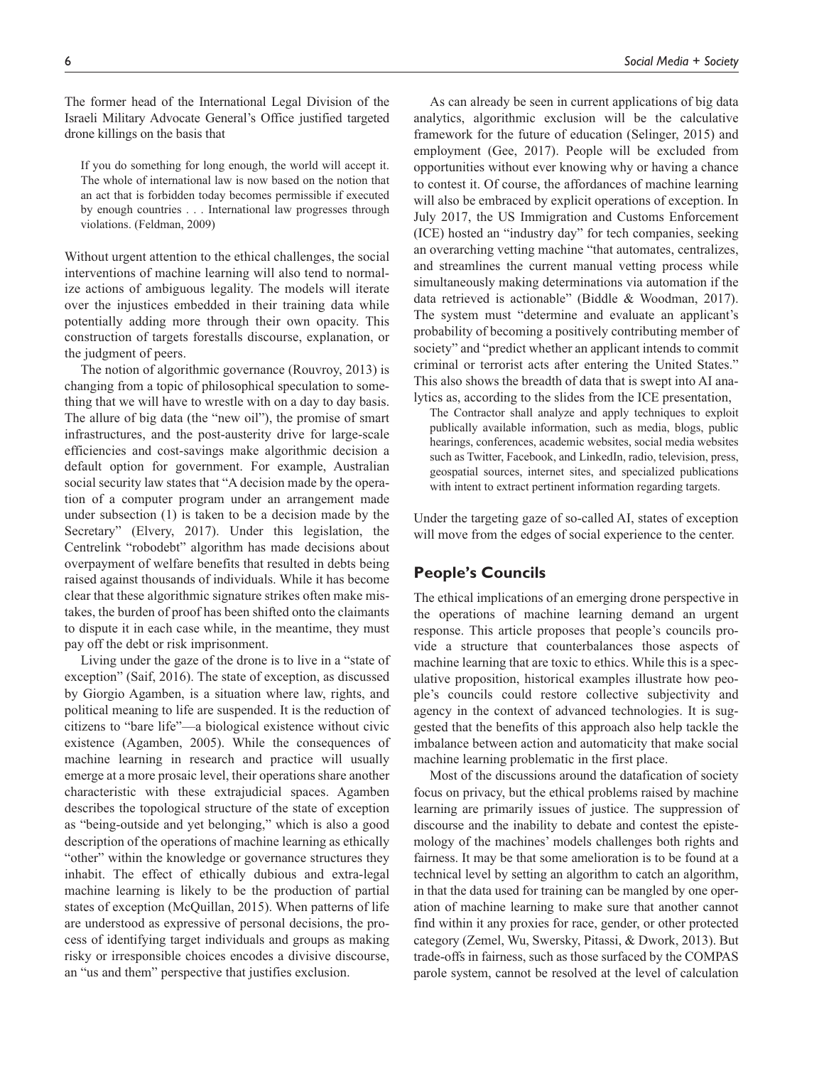The former head of the International Legal Division of the Israeli Military Advocate General's Office justified targeted drone killings on the basis that

> If you do something for long enough, the world will accept it. The whole of international law is now based on the notion that an act that is forbidden today becomes permissible if executed by enough countries . . . International law progresses through violations. (Feldman, 2009)

Without urgent attention to the ethical challenges, the social interventions of machine learning will also tend to normalize actions of ambiguous legality. The models will iterate over the injustices embedded in their training data while potentially adding more through their own opacity. This construction of targets forestalls discourse, explanation, or the judgment of peers.

The notion of algorithmic governance (Rouvroy, 2013) is changing from a topic of philosophical speculation to something that we will have to wrestle with on a day to day basis. The allure of big data (the "new oil"), the promise of smart infrastructures, and the post-austerity drive for large-scale efficiencies and cost-savings make algorithmic decision a default option for government. For example, Australian social security law states that "A decision made by the operation of a computer program under an arrangement made under subsection (1) is taken to be a decision made by the Secretary" (Elvery, 2017). Under this legislation, the Centrelink "robodebt" algorithm has made decisions about overpayment of welfare benefits that resulted in debts being raised against thousands of individuals. While it has become clear that these algorithmic signature strikes often make mistakes, the burden of proof has been shifted onto the claimants to dispute it in each case while, in the meantime, they must pay off the debt or risk imprisonment.

Living under the gaze of the drone is to live in a "state of exception" (Saif, 2016). The state of exception, as discussed by Giorgio Agamben, is a situation where law, rights, and political meaning to life are suspended. It is the reduction of citizens to "bare life"—a biological existence without civic existence (Agamben, 2005). While the consequences of machine learning in research and practice will usually emerge at a more prosaic level, their operations share another characteristic with these extrajudicial spaces. Agamben describes the topological structure of the state of exception as "being-outside and yet belonging," which is also a good description of the operations of machine learning as ethically "other" within the knowledge or governance structures they inhabit. The effect of ethically dubious and extra-legal machine learning is likely to be the production of partial states of exception (McQuillan, 2015). When patterns of life are understood as expressive of personal decisions, the process of identifying target individuals and groups as making risky or irresponsible choices encodes a divisive discourse, an "us and them" perspective that justifies exclusion.

As can already be seen in current applications of big data analytics, algorithmic exclusion will be the calculative framework for the future of education (Selinger, 2015) and employment (Gee, 2017). People will be excluded from opportunities without ever knowing why or having a chance to contest it. Of course, the affordances of machine learning will also be embraced by explicit operations of exception. In July 2017, the US Immigration and Customs Enforcement (ICE) hosted an "industry day" for tech companies, seeking an overarching vetting machine "that automates, centralizes, and streamlines the current manual vetting process while simultaneously making determinations via automation if the data retrieved is actionable" (Biddle & Woodman, 2017). The system must "determine and evaluate an applicant's probability of becoming a positively contributing member of society" and "predict whether an applicant intends to commit criminal or terrorist acts after entering the United States." This also shows the breadth of data that is swept into AI analytics as, according to the slides from the ICE presentation,

> The Contractor shall analyze and apply techniques to exploit publically available information, such as media, blogs, public hearings, conferences, academic websites, social media websites such as Twitter, Facebook, and LinkedIn, radio, television, press, geospatial sources, internet sites, and specialized publications with intent to extract pertinent information regarding targets.

Under the targeting gaze of so-called AI, states of exception will move from the edges of social experience to the center.

## People's Councils

The ethical implications of an emerging drone perspective in the operations of machine learning demand an urgent response. This article proposes that people's councils provide a structure that counterbalances those aspects of machine learning that are toxic to ethics. While this is a speculative proposition, historical examples illustrate how people's councils could restore collective subjectivity and agency in the context of advanced technologies. It is suggested that the benefits of this approach also help tackle the imbalance between action and automaticity that make social machine learning problematic in the first place.

Most of the discussions around the datafication of society focus on privacy, but the ethical problems raised by machine learning are primarily issues of justice. The suppression of discourse and the inability to debate and contest the epistemology of the machines' models challenges both rights and fairness. It may be that some amelioration is to be found at a technical level by setting an algorithm to catch an algorithm, in that the data used for training can be mangled by one operation of machine learning to make sure that another cannot find within it any proxies for race, gender, or other protected category (Zemel, Wu, Swersky, Pitassi, & Dwork, 2013). But trade-offs in fairness, such as those surfaced by the COMPAS parole system, cannot be resolved at the level of calculation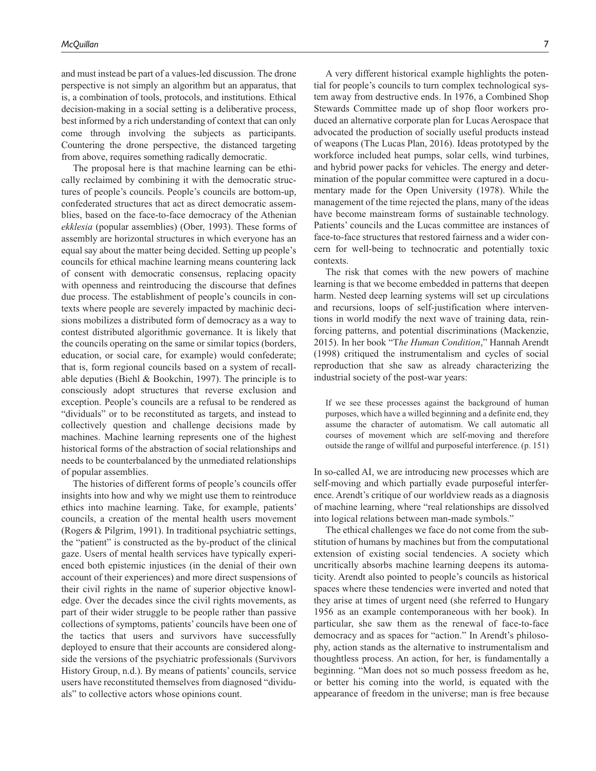and must instead be part of a values-led discussion. The drone perspective is not simply an algorithm but an apparatus, that is, a combination of tools, protocols, and institutions. Ethical decision-making in a social setting is a deliberative process, best informed by a rich understanding of context that can only come through involving the subjects as participants. Countering the drone perspective, the distanced targeting from above, requires something radically democratic.

The proposal here is that machine learning can be ethically reclaimed by combining it with the democratic structures of people's councils. People's councils are bottom-up, confederated structures that act as direct democratic assemblies, based on the face-to-face democracy of the Athenian *ekklesia* (popular assemblies) (Ober, 1993). These forms of assembly are horizontal structures in which everyone has an equal say about the matter being decided. Setting up people's councils for ethical machine learning means countering lack of consent with democratic consensus, replacing opacity with openness and reintroducing the discourse that defines due process. The establishment of people's councils in contexts where people are severely impacted by machinic decisions mobilizes a distributed form of democracy as a way to contest distributed algorithmic governance. It is likely that the councils operating on the same or similar topics (borders, education, or social care, for example) would confederate; that is, form regional councils based on a system of recallable deputies (Biehl & Bookchin, 1997). The principle is to consciously adopt structures that reverse exclusion and exception. People's councils are a refusal to be rendered as "dividuals" or to be reconstituted as targets, and instead to collectively question and challenge decisions made by machines. Machine learning represents one of the highest historical forms of the abstraction of social relationships and needs to be counterbalanced by the unmediated relationships of popular assemblies.

The histories of different forms of people's councils offer insights into how and why we might use them to reintroduce ethics into machine learning. Take, for example, patients' councils, a creation of the mental health users movement (Rogers & Pilgrim, 1991). In traditional psychiatric settings, the "patient" is constructed as the by-product of the clinical gaze. Users of mental health services have typically experienced both epistemic injustices (in the denial of their own account of their experiences) and more direct suspensions of their civil rights in the name of superior objective knowledge. Over the decades since the civil rights movements, as part of their wider struggle to be people rather than passive collections of symptoms, patients' councils have been one of the tactics that users and survivors have successfully deployed to ensure that their accounts are considered alongside the versions of the psychiatric professionals (Survivors History Group, n.d.). By means of patients' councils, service users have reconstituted themselves from diagnosed "dividuals" to collective actors whose opinions count.

A very different historical example highlights the potential for people's councils to turn complex technological system away from destructive ends. In 1976, a Combined Shop Stewards Committee made up of shop floor workers produced an alternative corporate plan for Lucas Aerospace that advocated the production of socially useful products instead of weapons (The Lucas Plan, 2016). Ideas prototyped by the workforce included heat pumps, solar cells, wind turbines, and hybrid power packs for vehicles. The energy and determination of the popular committee were captured in a documentary made for the Open University (1978). While the management of the time rejected the plans, many of the ideas have become mainstream forms of sustainable technology. Patients' councils and the Lucas committee are instances of face-to-face structures that restored fairness and a wider concern for well-being to technocratic and potentially toxic contexts.

The risk that comes with the new powers of machine learning is that we become embedded in patterns that deepen harm. Nested deep learning systems will set up circulations and recursions, loops of self-justification where interventions in world modify the next wave of training data, reinforcing patterns, and potential discriminations (Mackenzie, 2015). In her book "T*he Human Condition*," Hannah Arendt (1998) critiqued the instrumentalism and cycles of social reproduction that she saw as already characterizing the industrial society of the post-war years:

> If we see these processes against the background of human purposes, which have a willed beginning and a definite end, they assume the character of automatism. We call automatic all courses of movement which are self-moving and therefore outside the range of willful and purposeful interference. (p. 151)

In so-called AI, we are introducing new processes which are self-moving and which partially evade purposeful interference. Arendt's critique of our worldview reads as a diagnosis of machine learning, where "real relationships are dissolved into logical relations between man-made symbols."

The ethical challenges we face do not come from the substitution of humans by machines but from the computational extension of existing social tendencies. A society which uncritically absorbs machine learning deepens its automaticity. Arendt also pointed to people's councils as historical spaces where these tendencies were inverted and noted that they arise at times of urgent need (she referred to Hungary 1956 as an example contemporaneous with her book). In particular, she saw them as the renewal of face-to-face democracy and as spaces for "action." In Arendt's philosophy, action stands as the alternative to instrumentalism and thoughtless process. An action, for her, is fundamentally a beginning. "Man does not so much possess freedom as he, or better his coming into the world, is equated with the appearance of freedom in the universe; man is free because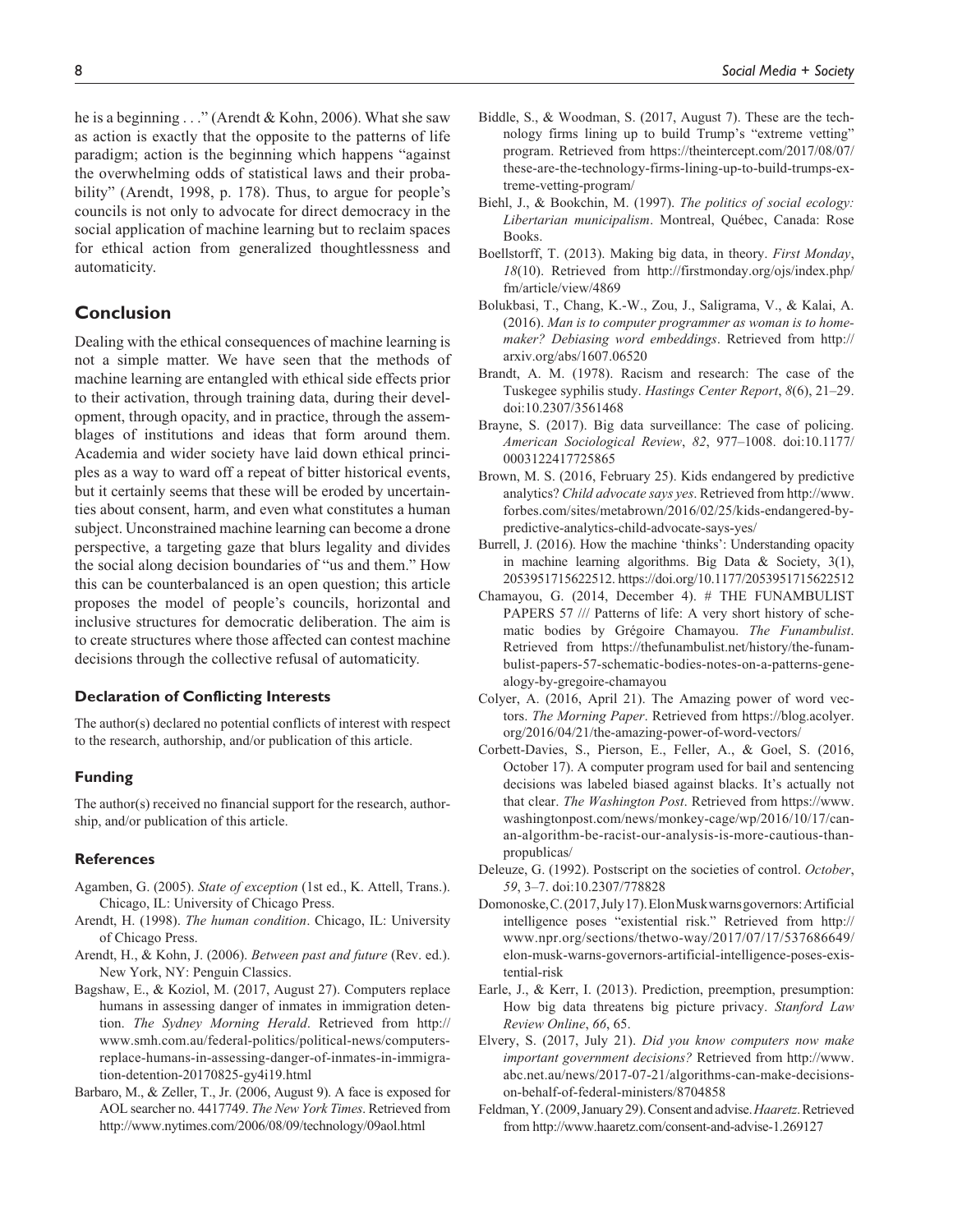he is a beginning . . ." (Arendt & Kohn, 2006). What she saw as action is exactly that the opposite to the patterns of life paradigm; action is the beginning which happens "against the overwhelming odds of statistical laws and their probability" (Arendt, 1998, p. 178). Thus, to argue for people's councils is not only to advocate for direct democracy in the social application of machine learning but to reclaim spaces for ethical action from generalized thoughtlessness and automaticity.

## Conclusion

Dealing with the ethical consequences of machine learning is not a simple matter. We have seen that the methods of machine learning are entangled with ethical side effects prior to their activation, through training data, during their development, through opacity, and in practice, through the assemblages of institutions and ideas that form around them. Academia and wider society have laid down ethical principles as a way to ward off a repeat of bitter historical events, but it certainly seems that these will be eroded by uncertainties about consent, harm, and even what constitutes a human subject. Unconstrained machine learning can become a drone perspective, a targeting gaze that blurs legality and divides the social along decision boundaries of "us and them." How this can be counterbalanced is an open question; this article proposes the model of people's councils, horizontal and inclusive structures for democratic deliberation. The aim is to create structures where those affected can contest machine decisions through the collective refusal of automaticity.

### Declaration of Conflicting Interests

The author(s) declared no potential conflicts of interest with respect to the research, authorship, and/or publication of this article.

### Funding

The author(s) received no financial support for the research, authorship, and/or publication of this article.

### References

Agamben, G. (2005). *State of exception* (1st ed., K. Attell, Trans.). Chicago, IL: University of Chicago Press.

Arendt, H. (1998). *The human condition*. Chicago, IL: University of Chicago Press.

Arendt, H., & Kohn, J. (2006). *Between past and future* (Rev. ed.). New York, NY: Penguin Classics.

Bagshaw, E., & Koziol, M. (2017, August 27). Computers replace humans in assessing danger of inmates in immigration detention. *The Sydney Morning Herald*. Retrieved from http://www.smh.com.au/federal-politics/political-news/computers-replace-humans-in-assessing-danger-of-inmates-in-immigration-detention-20170825-gy4i19.html

Barbaro, M., & Zeller, T., Jr. (2006, August 9). A face is exposed for AOL searcher no. 4417749. *The New York Times*. Retrieved from http://www.nytimes.com/2006/08/09/technology/09aol.html

Biddle, S., & Woodman, S. (2017, August 7). These are the technology firms lining up to build Trump's "extreme vetting" program. Retrieved from https://theintercept.com/2017/08/07/these-are-the-technology-firms-lining-up-to-build-trumps-extreme-vetting-program/

Biehl, J., & Bookchin, M. (1997). *The politics of social ecology: Libertarian municipalism*. Montreal, Québec, Canada: Rose Books.

Boellstorff, T. (2013). Making big data, in theory. *First Monday*, *18*(10). Retrieved from http://firstmonday.org/ojs/index.php/fm/article/view/4869

Bolukbasi, T., Chang, K.-W., Zou, J., Saligrama, V., & Kalai, A. (2016). *Man is to computer programmer as woman is to homemaker? Debiasing word embeddings*. Retrieved from http://arxiv.org/abs/1607.06520

Brandt, A. M. (1978). Racism and research: The case of the Tuskegee syphilis study. *Hastings Center Report*, *8*(6), 21–29. doi:10.2307/3561468

Brayne, S. (2017). Big data surveillance: The case of policing. *American Sociological Review*, *82*, 977–1008. doi:10.1177/0003122417725865

Brown, M. S. (2016, February 25). Kids endangered by predictive analytics? *Child advocate says yes*. Retrieved from http://www.forbes.com/sites/metabrown/2016/02/25/kids-endangered-by-predictive-analytics-child-advocate-says-yes/

Burrell, J. (2016). How the machine 'thinks': Understanding opacity in machine learning algorithms. Big Data & Society, 3(1), 2053951715622512. https://doi.org/10.1177/2053951715622512

Chamayou, G. (2014, December 4). # THE FUNAMBULIST PAPERS 57 /// Patterns of life: A very short history of schematic bodies by Grégoire Chamayou. *The Funambulist*. Retrieved from https://thefunambulist.net/history/the-funambulist-papers-57-schematic-bodies-notes-on-a-patterns-genealogy-by-gregoire-chamayou

Colyer, A. (2016, April 21). The Amazing power of word vectors. *The Morning Paper*. Retrieved from https://blog.acolyer.org/2016/04/21/the-amazing-power-of-word-vectors/

Corbett-Davies, S., Pierson, E., Feller, A., & Goel, S. (2016, October 17). A computer program used for bail and sentencing decisions was labeled biased against blacks. It's actually not that clear. *The Washington Post*. Retrieved from https://www.washingtonpost.com/news/monkey-cage/wp/2016/10/17/can-an-algorithm-be-racist-our-analysis-is-more-cautious-than-propublicas/

Deleuze, G. (1992). Postscript on the societies of control. *October*, *59*, 3–7. doi:10.2307/778828

Domonoske, C. (2017, July 17). Elon Musk warns governors: Artificial intelligence poses "existential risk." Retrieved from http://www.npr.org/sections/thetwo-way/2017/07/17/537686649/elon-musk-warns-governors-artificial-intelligence-poses-existential-risk

Earle, J., & Kerr, I. (2013). Prediction, preemption, presumption: How big data threatens big picture privacy. *Stanford Law Review Online*, *66*, 65.

Elvery, S. (2017, July 21). *Did you know computers now make important government decisions?* Retrieved from http://www.abc.net.au/news/2017-07-21/algorithms-can-make-decisions-on-behalf-of-federal-ministers/8704858

Feldman, Y. (2009, January 29). Consent and advise. *Haaretz*. Retrieved from http://www.haaretz.com/consent-and-advise-1.269127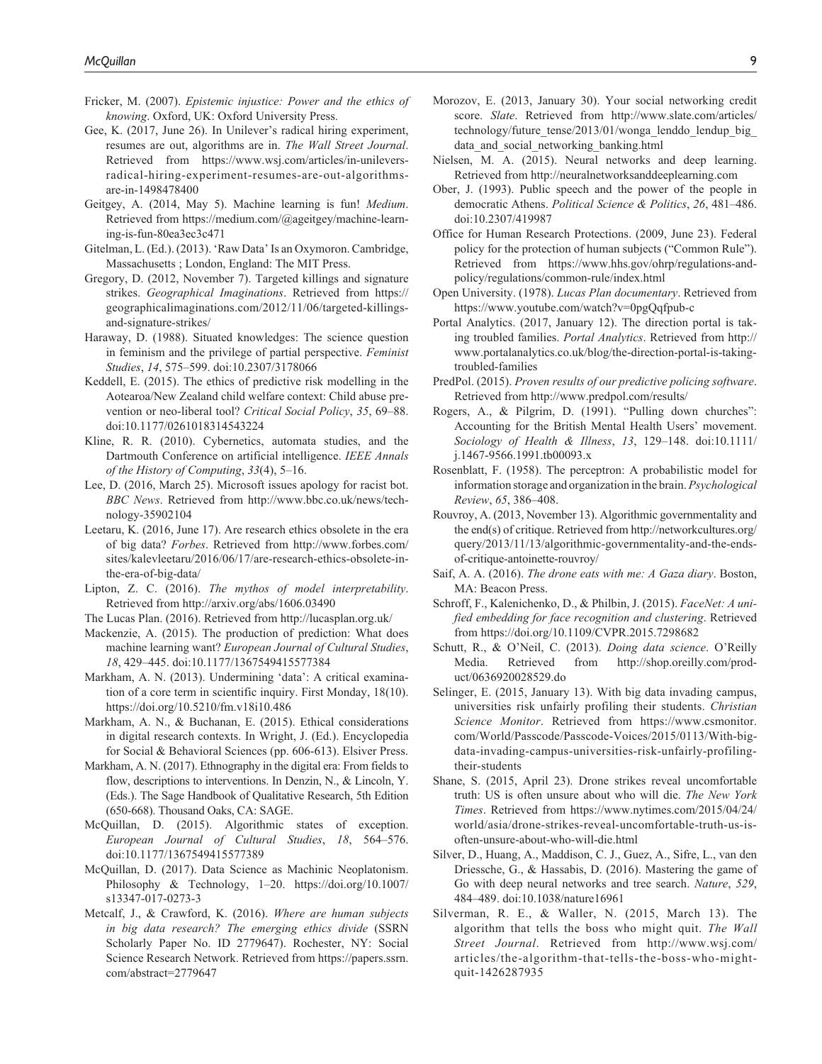Fricker, M. (2007). *Epistemic injustice: Power and the ethics of knowing*. Oxford, UK: Oxford University Press.

Gee, K. (2017, June 26). In Unilever's radical hiring experiment, resumes are out, algorithms are in. *The Wall Street Journal*. Retrieved from https://www.wsj.com/articles/in-unilevers-radical-hiring-experiment-resumes-are-out-algorithms-are-in-1498478400

Geitgey, A. (2014, May 5). Machine learning is fun! *Medium*. Retrieved from https://medium.com/@ageitgey/machine-learning-is-fun-80ea3ec3c471

Gitelman, L. (Ed.). (2013). 'Raw Data' Is an Oxymoron. Cambridge, Massachusetts ; London, England: The MIT Press.

Gregory, D. (2012, November 7). Targeted killings and signature strikes. *Geographical Imaginations*. Retrieved from https://geographicalimaginations.com/2012/11/06/targeted-killings-and-signature-strikes/

Haraway, D. (1988). Situated knowledges: The science question in feminism and the privilege of partial perspective. *Feminist Studies*, *14*, 575–599. doi:10.2307/3178066

Keddell, E. (2015). The ethics of predictive risk modelling in the Aotearoa/New Zealand child welfare context: Child abuse prevention or neo-liberal tool? *Critical Social Policy*, *35*, 69–88. doi:10.1177/0261018314543224

Kline, R. R. (2010). Cybernetics, automata studies, and the Dartmouth Conference on artificial intelligence. *IEEE Annals of the History of Computing*, *33*(4), 5–16.

Lee, D. (2016, March 25). Microsoft issues apology for racist bot. *BBC News*. Retrieved from http://www.bbc.co.uk/news/technology-35902104

Leetaru, K. (2016, June 17). Are research ethics obsolete in the era of big data? *Forbes*. Retrieved from http://www.forbes.com/sites/kalevleetaru/2016/06/17/are-research-ethics-obsolete-in-the-era-of-big-data/

Lipton, Z. C. (2016). *The mythos of model interpretability*. Retrieved from http://arxiv.org/abs/1606.03490

The Lucas Plan. (2016). Retrieved from http://lucasplan.org.uk/

Mackenzie, A. (2015). The production of prediction: What does machine learning want? *European Journal of Cultural Studies*, *18*, 429–445. doi:10.1177/1367549415577384

Markham, A. N. (2013). Undermining 'data': A critical examination of a core term in scientific inquiry. First Monday, 18(10). https://doi.org/10.5210/fm.v18i10.486

Markham, A. N., & Buchanan, E. (2015). Ethical considerations in digital research contexts. In Wright, J. (Ed.). Encyclopedia for Social & Behavioral Sciences (pp. 606-613). Elsiver Press.

Markham, A. N. (2017). Ethnography in the digital era: From fields to flow, descriptions to interventions. In Denzin, N., & Lincoln, Y. (Eds.). The Sage Handbook of Qualitative Research, 5th Edition (650-668). Thousand Oaks, CA: SAGE.

McQuillan, D. (2015). Algorithmic states of exception. *European Journal of Cultural Studies*, *18*, 564–576. doi:10.1177/1367549415577389

McQuillan, D. (2017). Data Science as Machinic Neoplatonism. Philosophy & Technology, 1–20. https://doi.org/10.1007/s13347-017-0273-3

Metcalf, J., & Crawford, K. (2016). *Where are human subjects in big data research? The emerging ethics divide* (SSRN Scholarly Paper No. ID 2779647). Rochester, NY: Social Science Research Network. Retrieved from https://papers.ssrn.com/abstract=2779647

Morozov, E. (2013, January 30). Your social networking credit score. *Slate*. Retrieved from http://www.slate.com/articles/technology/future_tense/2013/01/wonga_lenddo_lendup_big_data_and_social_networking_banking.html

Nielsen, M. A. (2015). Neural networks and deep learning. Retrieved from http://neuralnetworksanddeeplearning.com

Ober, J. (1993). Public speech and the power of the people in democratic Athens. *Political Science & Politics*, *26*, 481–486. doi:10.2307/419987

Office for Human Research Protections. (2009, June 23). Federal policy for the protection of human subjects ("Common Rule"). Retrieved from https://www.hhs.gov/ohrp/regulations-and-policy/regulations/common-rule/index.html

Open University. (1978). *Lucas Plan documentary*. Retrieved from https://www.youtube.com/watch?v=0pgQqfpub-c

Portal Analytics. (2017, January 12). The direction portal is taking troubled families. *Portal Analytics*. Retrieved from http://www.portalanalytics.co.uk/blog/the-direction-portal-is-taking-troubled-families

PredPol. (2015). *Proven results of our predictive policing software*. Retrieved from http://www.predpol.com/results/

Rogers, A., & Pilgrim, D. (1991). "Pulling down churches": Accounting for the British Mental Health Users' movement. *Sociology of Health & Illness*, *13*, 129–148. doi:10.1111/j.1467-9566.1991.tb00093.x

Rosenblatt, F. (1958). The perceptron: A probabilistic model for information storage and organization in the brain. *Psychological Review*, *65*, 386–408.

Rouvroy, A. (2013, November 13). Algorithmic governmentality and the end(s) of critique. Retrieved from http://networkcultures.org/query/2013/11/13/algorithmic-governmentality-and-the-ends-of-critique-antoinette-rouvroy/

Saif, A. A. (2016). *The drone eats with me: A Gaza diary*. Boston, MA: Beacon Press.

Schroff, F., Kalenichenko, D., & Philbin, J. (2015). *FaceNet: A unified embedding for face recognition and clustering*. Retrieved from https://doi.org/10.1109/CVPR.2015.7298682

Schutt, R., & O'Neil, C. (2013). *Doing data science*. O'Reilly Media. Retrieved from http://shop.oreilly.com/product/0636920028529.do

Selinger, E. (2015, January 13). With big data invading campus, universities risk unfairly profiling their students. *Christian Science Monitor*. Retrieved from https://www.csmonitor.com/World/Passcode/Passcode-Voices/2015/0113/With-big-data-invading-campus-universities-risk-unfairly-profiling-their-students

Shane, S. (2015, April 23). Drone strikes reveal uncomfortable truth: US is often unsure about who will die. *The New York Times*. Retrieved from https://www.nytimes.com/2015/04/24/world/asia/drone-strikes-reveal-uncomfortable-truth-us-is-often-unsure-about-who-will-die.html

Silver, D., Huang, A., Maddison, C. J., Guez, A., Sifre, L., van den Driessche, G., & Hassabis, D. (2016). Mastering the game of Go with deep neural networks and tree search. *Nature*, *529*, 484–489. doi:10.1038/nature16961

Silverman, R. E., & Waller, N. (2015, March 13). The algorithm that tells the boss who might quit. *The Wall Street Journal*. Retrieved from http://www.wsj.com/articles/the-algorithm-that-tells-the-boss-who-might-quit-1426287935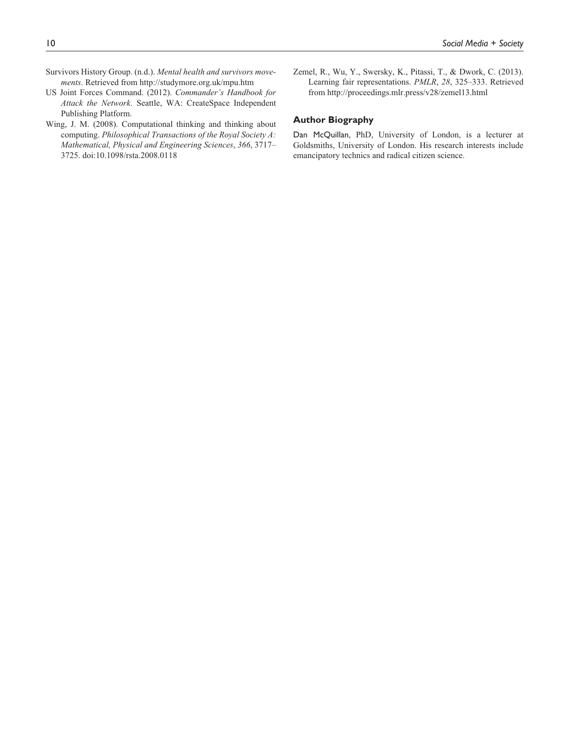Survivors History Group. (n.d.). *Mental health and survivors movements*. Retrieved from http://studymore.org.uk/mpu.htm

US Joint Forces Command. (2012). *Commander's Handbook for Attack the Network*. Seattle, WA: CreateSpace Independent Publishing Platform.

Wing, J. M. (2008). Computational thinking and thinking about computing. *Philosophical Transactions of the Royal Society A: Mathematical, Physical and Engineering Sciences*, *366*, 3717–3725. doi:10.1098/rsta.2008.0118

Zemel, R., Wu, Y., Swersky, K., Pitassi, T., & Dwork, C. (2013). Learning fair representations. *PMLR*, *28*, 325–333. Retrieved from http://proceedings.mlr.press/v28/zemel13.html

## Author Biography

Dan McQuillan, PhD, University of London, is a lecturer at Goldsmiths, University of London. His research interests include emancipatory technics and radical citizen science.